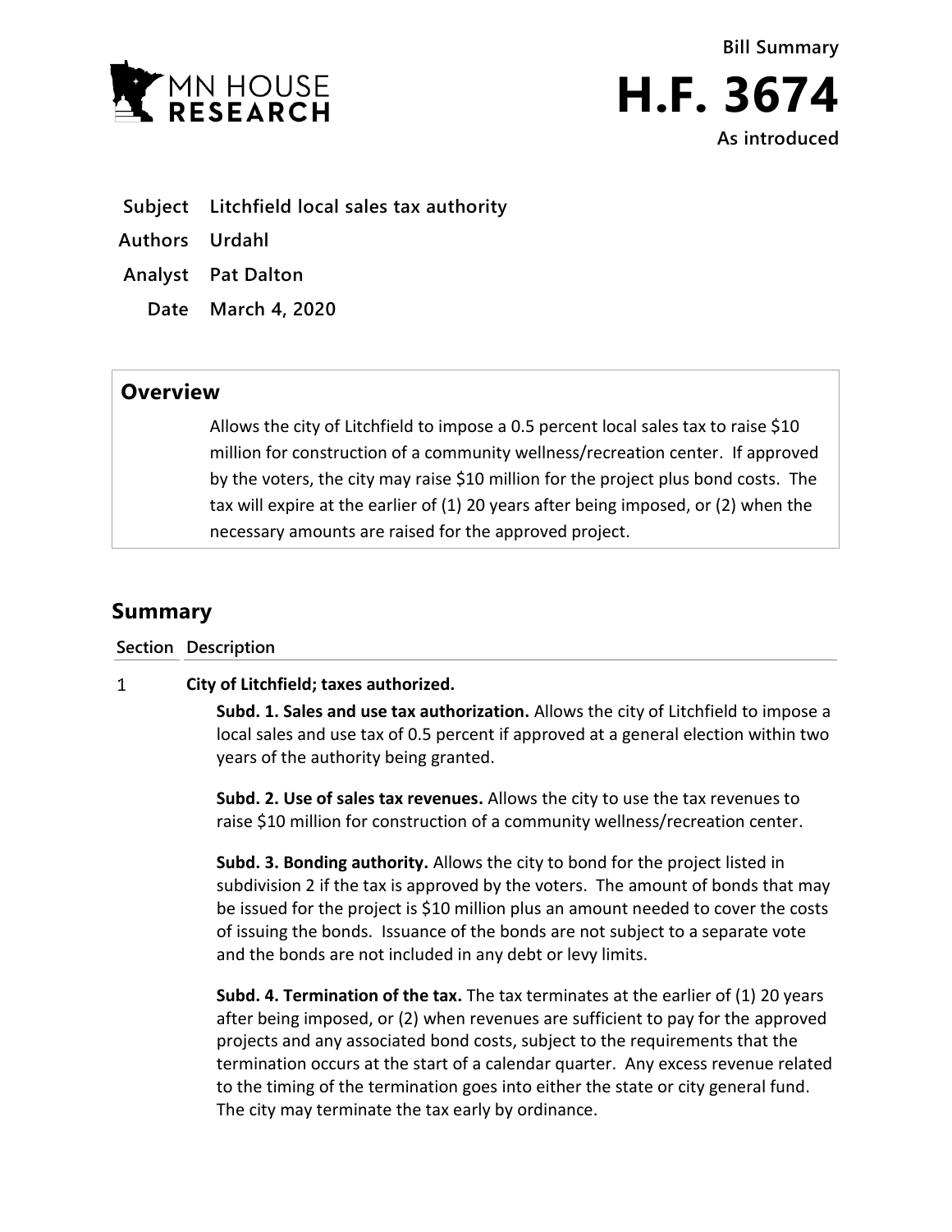MN HOUSE RESEARCH

Bill Summary

# H.F. 3674

As introduced

**Subject** Litchfield local sales tax authority

**Authors** Urdahl

**Analyst** Pat Dalton

**Date** March 4, 2020

## Overview

Allows the city of Litchfield to impose a 0.5 percent local sales tax to raise $10 million for construction of a community wellness/recreation center. If approved by the voters, the city may raise $10 million for the project plus bond costs. The tax will expire at the earlier of (1) 20 years after being imposed, or (2) when the necessary amounts are raised for the approved project.

## Summary

| Section | Description |
|---|---|
| 1 | **City of Litchfield; taxes authorized.** |

**Subd. 1. Sales and use tax authorization.** Allows the city of Litchfield to impose a local sales and use tax of 0.5 percent if approved at a general election within two years of the authority being granted.

**Subd. 2. Use of sales tax revenues.** Allows the city to use the tax revenues to raise $10 million for construction of a community wellness/recreation center.

**Subd. 3. Bonding authority.** Allows the city to bond for the project listed in subdivision 2 if the tax is approved by the voters. The amount of bonds that may be issued for the project is $10 million plus an amount needed to cover the costs of issuing the bonds. Issuance of the bonds are not subject to a separate vote and the bonds are not included in any debt or levy limits.

**Subd. 4. Termination of the tax.** The tax terminates at the earlier of (1) 20 years after being imposed, or (2) when revenues are sufficient to pay for the approved projects and any associated bond costs, subject to the requirements that the termination occurs at the start of a calendar quarter. Any excess revenue related to the timing of the termination goes into either the state or city general fund. The city may terminate the tax early by ordinance.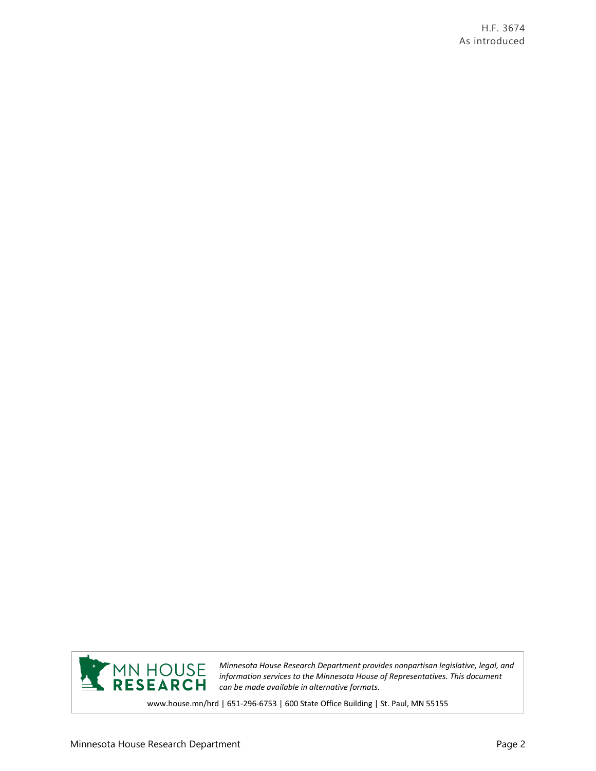MN HOUSE RESEARCH

*Minnesota House Research Department provides nonpartisan legislative, legal, and information services to the Minnesota House of Representatives. This document can be made available in alternative formats.*

www.house.mn/hrd | 651-296-6753 | 600 State Office Building | St. Paul, MN 55155